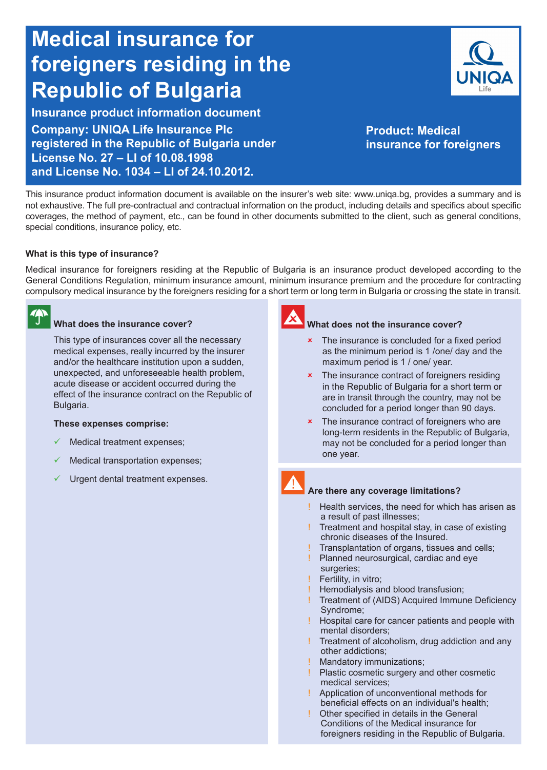# Medical insurance for foreigners residing in the Republic of Bulgaria

**Insurance product information document**

**Company: UNIQA Life Insurance Plc registered in the Republic of Bulgaria under License No. 27 – LI of 10.08.1998 and License No. 1034 – LI of 24.10.2012.**

**Product: Medical insurance for foreigners**

This insurance product information document is available on the insurer's web site: www.uniqa.bg, provides a summary and is not exhaustive. The full pre-contractual and contractual information on the product, including details and specifics about specific coverages, the method of payment, etc., can be found in other documents submitted to the client, such as general conditions, special conditions, insurance policy, etc.

### What is this type of insurance?

Medical insurance for foreigners residing at the Republic of Bulgaria is an insurance product developed according to the General Conditions Regulation, minimum insurance amount, minimum insurance premium and the procedure for contracting compulsory medical insurance by the foreigners residing for a short term or long term in Bulgaria or crossing the state in transit.

### What does the insurance cover?

This type of insurances cover all the necessary medical expenses, really incurred by the insurer and/or the healthcare institution upon a sudden, unexpected, and unforeseeable health problem, acute disease or accident occurred during the effect of the insurance contract on the Republic of Bulgaria.

**These expenses comprise:**

- ✓ Medical treatment expenses;
- ✓ Medical transportation expenses;
- ✓ Urgent dental treatment expenses.

### What does not the insurance cover?

- × The insurance is concluded for a fixed period as the minimum period is 1 /one/ day and the maximum period is 1 / one/ year.
- × The insurance contract of foreigners residing in the Republic of Bulgaria for a short term or are in transit through the country, may not be concluded for a period longer than 90 days.
- × The insurance contract of foreigners who are long-term residents in the Republic of Bulgaria, may not be concluded for a period longer than one year.

### Are there any coverage limitations?

- ! Health services, the need for which has arisen as a result of past illnesses;
- ! Treatment and hospital stay, in case of existing chronic diseases of the Insured.
- ! Transplantation of organs, tissues and cells;
- ! Planned neurosurgical, cardiac and eye surgeries;
- ! Fertility, in vitro;
- ! Hemodialysis and blood transfusion;
- ! Treatment of (AIDS) Acquired Immune Deficiency Syndrome;
- ! Hospital care for cancer patients and people with mental disorders;
- ! Treatment of alcoholism, drug addiction and any other addictions;
- ! Mandatory immunizations;
- ! Plastic cosmetic surgery and other cosmetic medical services;
- ! Application of unconventional methods for beneficial effects on an individual's health;
- ! Other specified in details in the General Conditions of the Medical insurance for foreigners residing in the Republic of Bulgaria.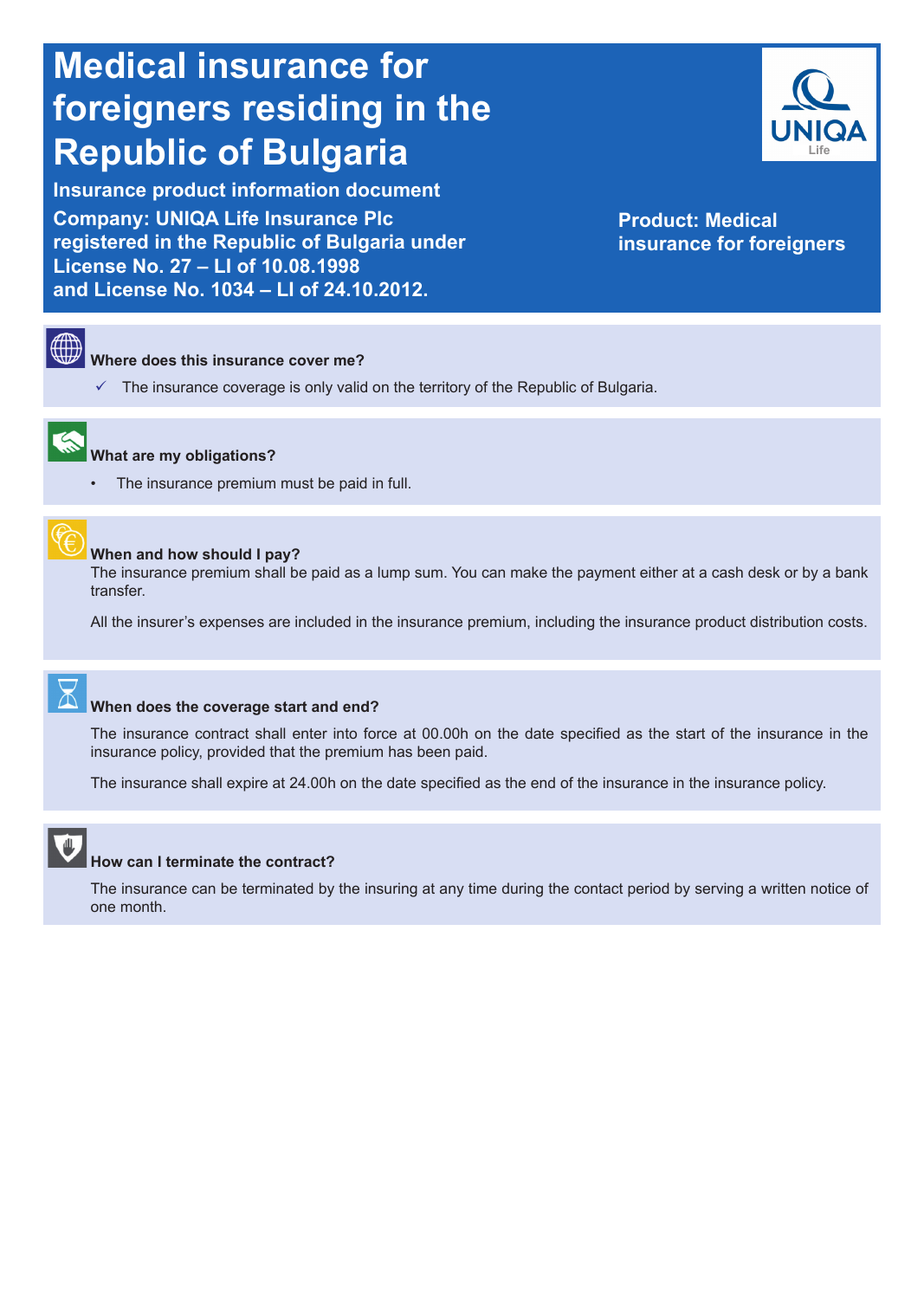# Medical insurance for foreigners residing in the Republic of Bulgaria

**Insurance product information document**

**Company: UNIQA Life Insurance Plc registered in the Republic of Bulgaria under License No. 27 – LI of 10.08.1998 and License No. 1034 – LI of 24.10.2012.**

**Product: Medical insurance for foreigners**

### Where does this insurance cover me?

- ✓ The insurance coverage is only valid on the territory of the Republic of Bulgaria.

### What are my obligations?

- The insurance premium must be paid in full.

### When and how should I pay?

The insurance premium shall be paid as a lump sum. You can make the payment either at a cash desk or by a bank transfer.

All the insurer's expenses are included in the insurance premium, including the insurance product distribution costs.

### When does the coverage start and end?

The insurance contract shall enter into force at 00.00h on the date specified as the start of the insurance in the insurance policy, provided that the premium has been paid.

The insurance shall expire at 24.00h on the date specified as the end of the insurance in the insurance policy.

### How can I terminate the contract?

The insurance can be terminated by the insuring at any time during the contact period by serving a written notice of one month.